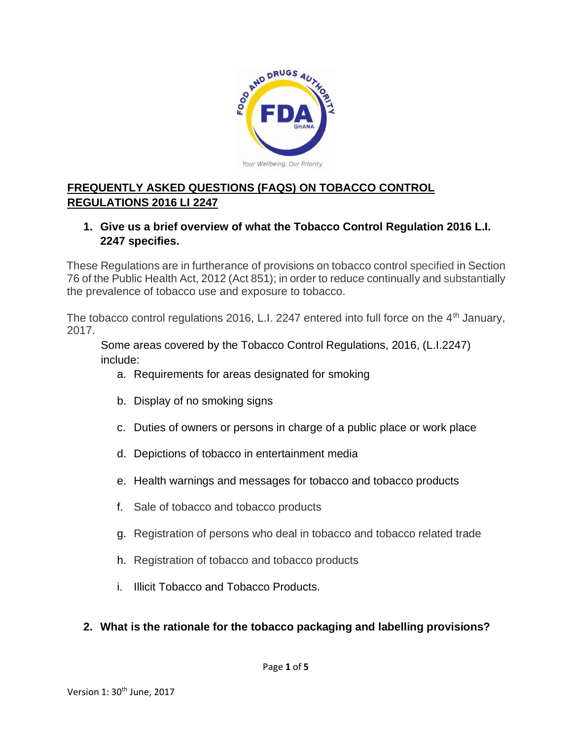# FREQUENTLY ASKED QUESTIONS (FAQS) ON TOBACCO CONTROL REGULATIONS 2016 LI 2247

**1. Give us a brief overview of what the Tobacco Control Regulation 2016 L.I. 2247 specifies.**

These Regulations are in furtherance of provisions on tobacco control specified in Section 76 of the Public Health Act, 2012 (Act 851); in order to reduce continually and substantially the prevalence of tobacco use and exposure to tobacco.

The tobacco control regulations 2016, L.I. 2247 entered into full force on the 4th January, 2017.

Some areas covered by the Tobacco Control Regulations, 2016, (L.I.2247) include:

a. Requirements for areas designated for smoking

b. Display of no smoking signs

c. Duties of owners or persons in charge of a public place or work place

d. Depictions of tobacco in entertainment media

e. Health warnings and messages for tobacco and tobacco products

f. Sale of tobacco and tobacco products

g. Registration of persons who deal in tobacco and tobacco related trade

h. Registration of tobacco and tobacco products

i. Illicit Tobacco and Tobacco Products.

**2. What is the rationale for the tobacco packaging and labelling provisions?**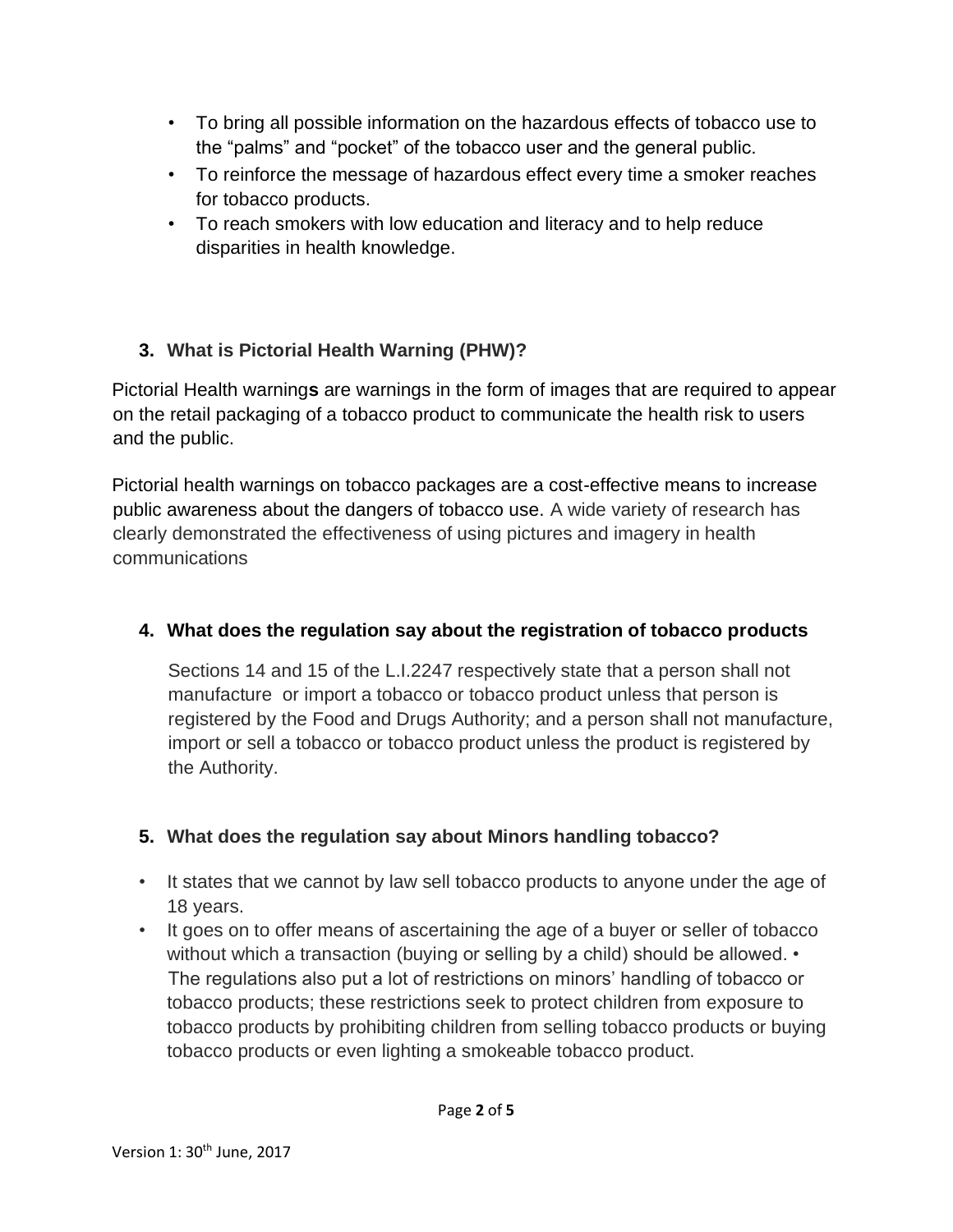- To bring all possible information on the hazardous effects of tobacco use to the "palms" and "pocket" of the tobacco user and the general public.
- To reinforce the message of hazardous effect every time a smoker reaches for tobacco products.
- To reach smokers with low education and literacy and to help reduce disparities in health knowledge.

### 3. What is Pictorial Health Warning (PHW)?

Pictorial Health warning**s** are warnings in the form of images that are required to appear on the retail packaging of a tobacco product to communicate the health risk to users and the public.

Pictorial health warnings on tobacco packages are a cost-effective means to increase public awareness about the dangers of tobacco use. A wide variety of research has clearly demonstrated the effectiveness of using pictures and imagery in health communications

### 4. What does the regulation say about the registration of tobacco products

Sections 14 and 15 of the L.I.2247 respectively state that a person shall not manufacture or import a tobacco or tobacco product unless that person is registered by the Food and Drugs Authority; and a person shall not manufacture, import or sell a tobacco or tobacco product unless the product is registered by the Authority.

### 5. What does the regulation say about Minors handling tobacco?

- It states that we cannot by law sell tobacco products to anyone under the age of 18 years.
- It goes on to offer means of ascertaining the age of a buyer or seller of tobacco without which a transaction (buying or selling by a child) should be allowed. • The regulations also put a lot of restrictions on minors' handling of tobacco or tobacco products; these restrictions seek to protect children from exposure to tobacco products by prohibiting children from selling tobacco products or buying tobacco products or even lighting a smokeable tobacco product.

Version 1: 30th June, 2017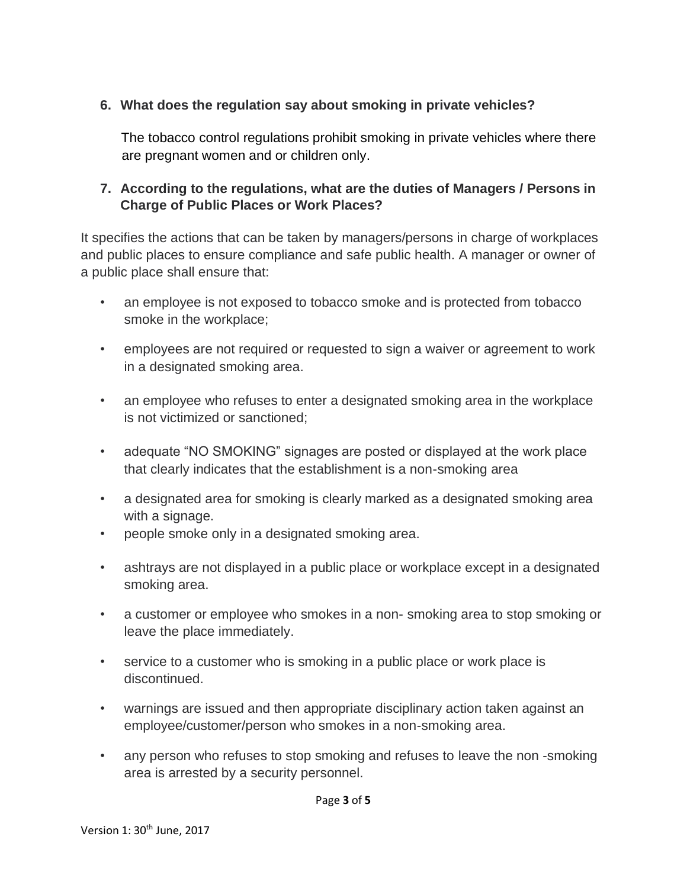6. **What does the regulation say about smoking in private vehicles?**

   The tobacco control regulations prohibit smoking in private vehicles where there are pregnant women and or children only.

7. **According to the regulations, what are the duties of Managers / Persons in Charge of Public Places or Work Places?**

It specifies the actions that can be taken by managers/persons in charge of workplaces and public places to ensure compliance and safe public health. A manager or owner of a public place shall ensure that:

- an employee is not exposed to tobacco smoke and is protected from tobacco smoke in the workplace;
- employees are not required or requested to sign a waiver or agreement to work in a designated smoking area.
- an employee who refuses to enter a designated smoking area in the workplace is not victimized or sanctioned;
- adequate "NO SMOKING" signages are posted or displayed at the work place that clearly indicates that the establishment is a non-smoking area
- a designated area for smoking is clearly marked as a designated smoking area with a signage.
- people smoke only in a designated smoking area.
- ashtrays are not displayed in a public place or workplace except in a designated smoking area.
- a customer or employee who smokes in a non- smoking area to stop smoking or leave the place immediately.
- service to a customer who is smoking in a public place or work place is discontinued.
- warnings are issued and then appropriate disciplinary action taken against an employee/customer/person who smokes in a non-smoking area.
- any person who refuses to stop smoking and refuses to leave the non -smoking area is arrested by a security personnel.

Version 1: 30th June, 2017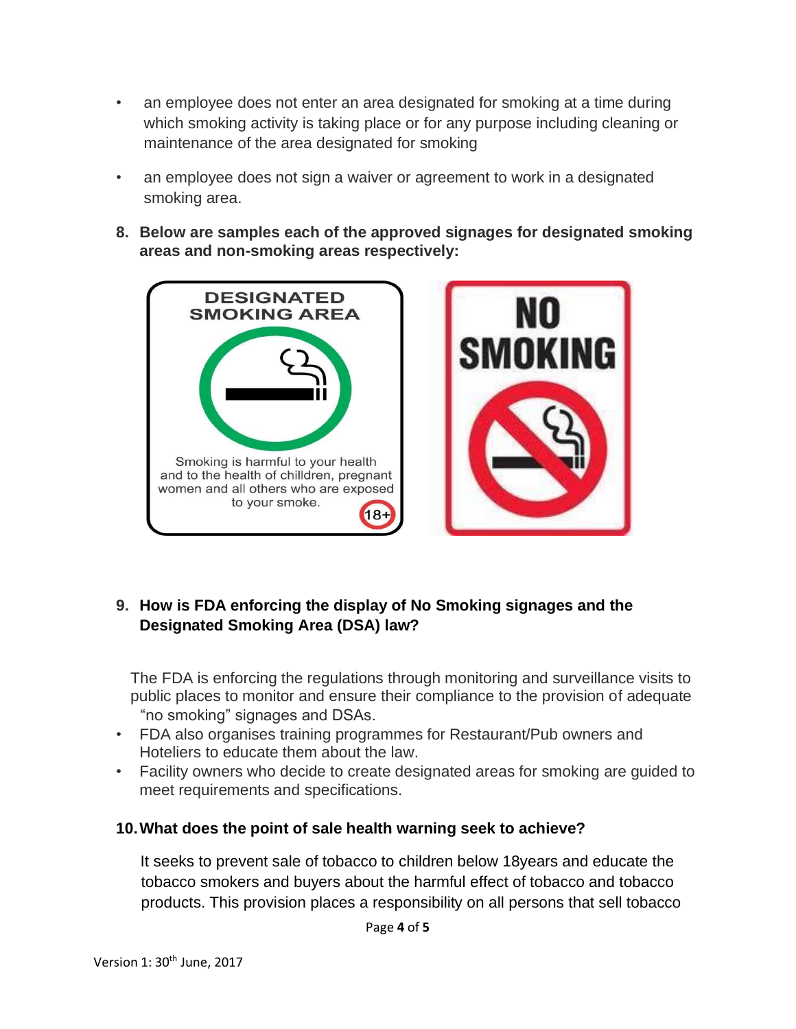- an employee does not enter an area designated for smoking at a time during which smoking activity is taking place or for any purpose including cleaning or maintenance of the area designated for smoking
- an employee does not sign a waiver or agreement to work in a designated smoking area.

**8. Below are samples each of the approved signages for designated smoking areas and non-smoking areas respectively:**

DESIGNATED SMOKING AREA

Smoking is harmful to your health and to the health of chilldren, pregnant women and all others who are exposed to your smoke.

18+

NO SMOKING

**9. How is FDA enforcing the display of No Smoking signages and the Designated Smoking Area (DSA) law?**

The FDA is enforcing the regulations through monitoring and surveillance visits to public places to monitor and ensure their compliance to the provision of adequate "no smoking" signages and DSAs.

- FDA also organises training programmes for Restaurant/Pub owners and Hoteliers to educate them about the law.
- Facility owners who decide to create designated areas for smoking are guided to meet requirements and specifications.

**10. What does the point of sale health warning seek to achieve?**

It seeks to prevent sale of tobacco to children below 18years and educate the tobacco smokers and buyers about the harmful effect of tobacco and tobacco products. This provision places a responsibility on all persons that sell tobacco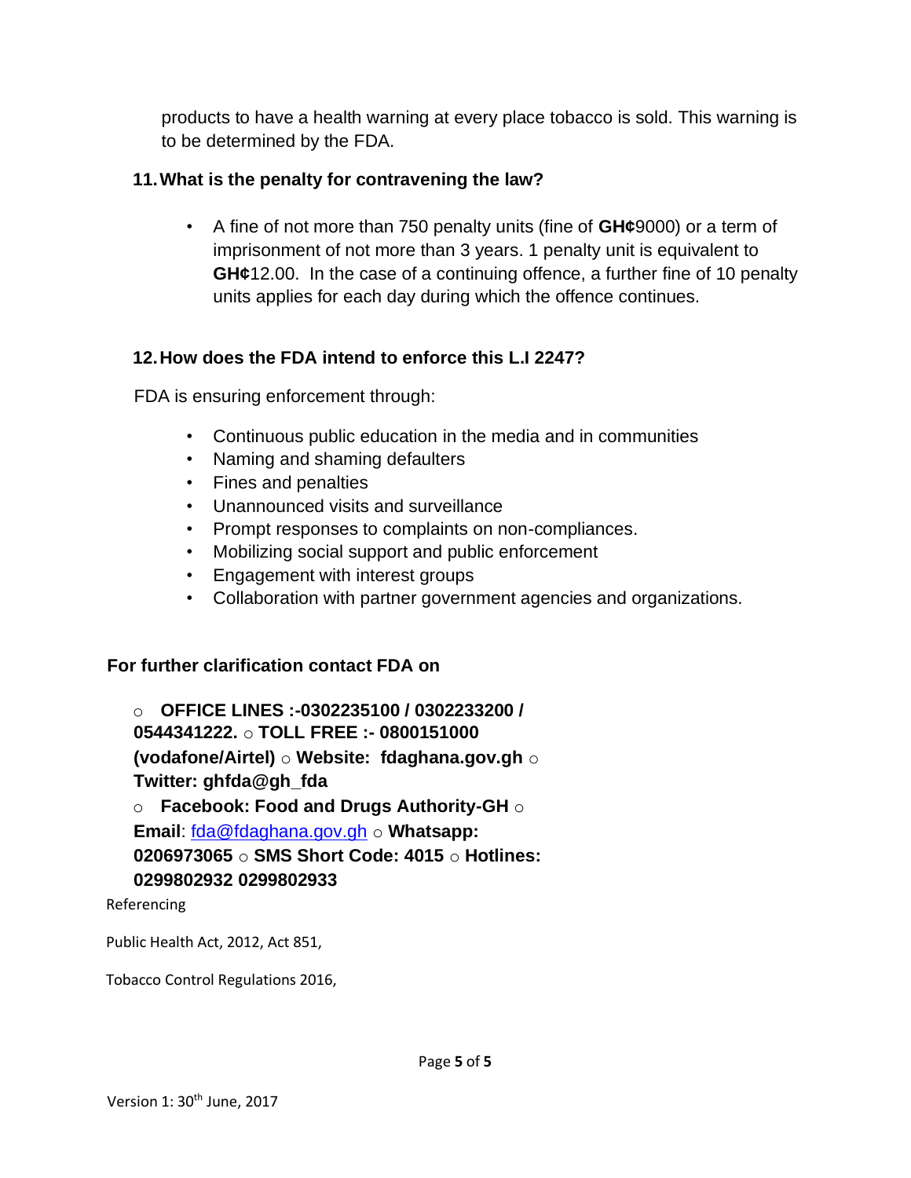products to have a health warning at every place tobacco is sold. This warning is to be determined by the FDA.

### 11. What is the penalty for contravening the law?

- A fine of not more than 750 penalty units (fine of **GH¢**9000) or a term of imprisonment of not more than 3 years. 1 penalty unit is equivalent to **GH¢**12.00. In the case of a continuing offence, a further fine of 10 penalty units applies for each day during which the offence continues.

### 12. How does the FDA intend to enforce this L.I 2247?

FDA is ensuring enforcement through:

- Continuous public education in the media and in communities
- Naming and shaming defaulters
- Fines and penalties
- Unannounced visits and surveillance
- Prompt responses to complaints on non-compliances.
- Mobilizing social support and public enforcement
- Engagement with interest groups
- Collaboration with partner government agencies and organizations.

**For further clarification contact FDA on**

- **OFFICE LINES :-0302235100 / 0302233200 / 0544341222.**
- **TOLL FREE :- 0800151000 (vodafone/Airtel)**
- **Website: fdaghana.gov.gh**
- **Twitter: ghfda@gh_fda**
- **Facebook: Food and Drugs Authority-GH**
- **Email**: fda@fdaghana.gov.gh
- **Whatsapp: 0206973065**
- **SMS Short Code: 4015**
- **Hotlines: 0299802932 0299802933**

Referencing

Public Health Act, 2012, Act 851,

Tobacco Control Regulations 2016,

Version 1: 30th June, 2017